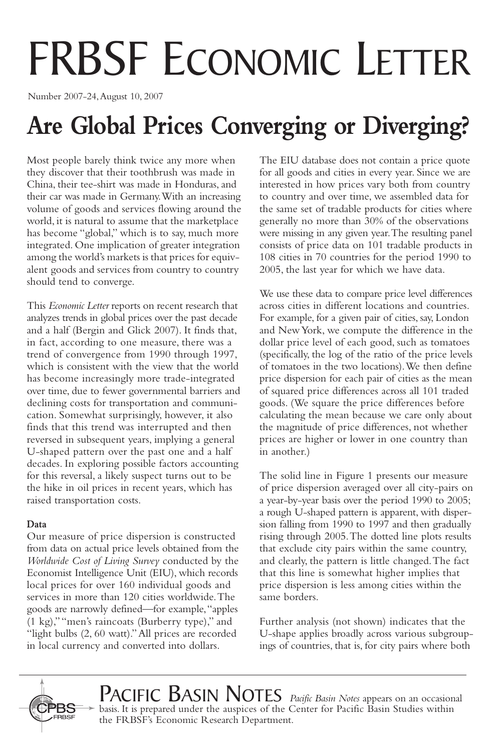# FRBSF Economic Letter

Number 2007-24, August 10, 2007

# Are Global Prices Converging or Diverging?

Most people barely think twice any more when they discover that their toothbrush was made in China, their tee-shirt was made in Honduras, and their car was made in Germany. With an increasing volume of goods and services flowing around the world, it is natural to assume that the marketplace has become "global," which is to say, much more integrated. One implication of greater integration among the world's markets is that prices for equivalent goods and services from country to country should tend to converge.

This *Economic Letter* reports on recent research that analyzes trends in global prices over the past decade and a half (Bergin and Glick 2007). It finds that, in fact, according to one measure, there was a trend of convergence from 1990 through 1997, which is consistent with the view that the world has become increasingly more trade-integrated over time, due to fewer governmental barriers and declining costs for transportation and communication. Somewhat surprisingly, however, it also finds that this trend was interrupted and then reversed in subsequent years, implying a general U-shaped pattern over the past one and a half decades. In exploring possible factors accounting for this reversal, a likely suspect turns out to be the hike in oil prices in recent years, which has raised transportation costs.

**Data**

Our measure of price dispersion is constructed from data on actual price levels obtained from the *Worldwide Cost of Living Survey* conducted by the Economist Intelligence Unit (EIU), which records local prices for over 160 individual goods and services in more than 120 cities worldwide. The goods are narrowly defined—for example, "apples (1 kg)," "men's raincoats (Burberry type)," and "light bulbs (2, 60 watt)." All prices are recorded in local currency and converted into dollars.

The EIU database does not contain a price quote for all goods and cities in every year. Since we are interested in how prices vary both from country to country and over time, we assembled data for the same set of tradable products for cities where generally no more than 30% of the observations were missing in any given year. The resulting panel consists of price data on 101 tradable products in 108 cities in 70 countries for the period 1990 to 2005, the last year for which we have data.

We use these data to compare price level differences across cities in different locations and countries. For example, for a given pair of cities, say, London and New York, we compute the difference in the dollar price level of each good, such as tomatoes (specifically, the log of the ratio of the price levels of tomatoes in the two locations). We then define price dispersion for each pair of cities as the mean of squared price differences across all 101 traded goods. (We square the price differences before calculating the mean because we care only about the magnitude of price differences, not whether prices are higher or lower in one country than in another.)

The solid line in Figure 1 presents our measure of price dispersion averaged over all city-pairs on a year-by-year basis over the period 1990 to 2005; a rough U-shaped pattern is apparent, with dispersion falling from 1990 to 1997 and then gradually rising through 2005. The dotted line plots results that exclude city pairs within the same country, and clearly, the pattern is little changed. The fact that this line is somewhat higher implies that price dispersion is less among cities within the same borders.

Further analysis (not shown) indicates that the U-shape applies broadly across various subgroupings of countries, that is, for city pairs where both

PACIFIC BASIN NOTES *Pacific Basin Notes* appears on an occasional basis. It is prepared under the auspices of the Center for Pacific Basin Studies within the FRBSF's Economic Research Department.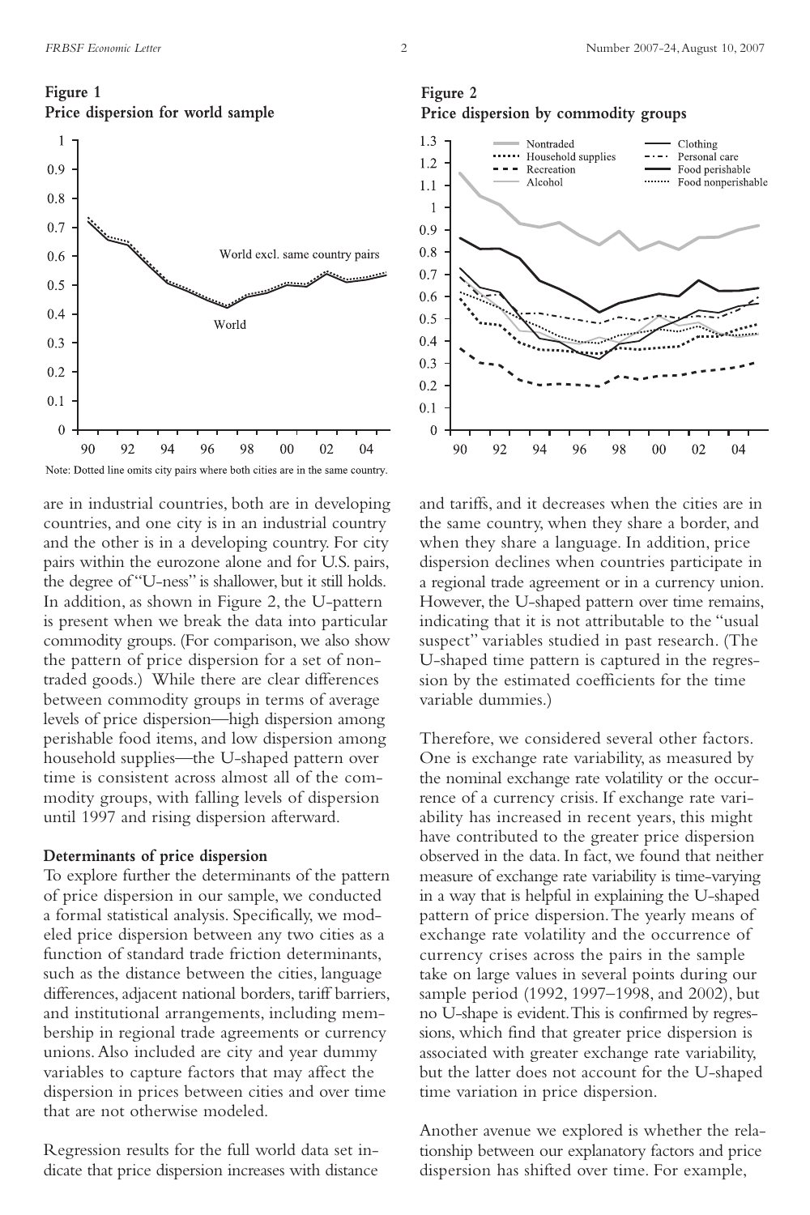**Figure 1**
**Price dispersion for world sample**

1
0.9
0.8
0.7
0.6
0.5
0.4
0.3
0.2
0.1
0
90 92 94 96 98 00 02 04

World excl. same country pairs

World

Note: Dotted line omits city pairs where both cities are in the same country.

**Figure 2**
**Price dispersion by commodity groups**

Nontraded
Household supplies
Recreation
Alcohol
Clothing
Personal care
Food perishable
Food nonperishable

1.3
1.2
1.1
1
0.9
0.8
0.7
0.6
0.5
0.4
0.3
0.2
0.1
0
90 92 94 96 98 00 02 04

are in industrial countries, both are in developing countries, and one city is in an industrial country and the other is in a developing country. For city pairs within the eurozone alone and for U.S. pairs, the degree of "U-ness" is shallower, but it still holds. In addition, as shown in Figure 2, the U-pattern is present when we break the data into particular commodity groups. (For comparison, we also show the pattern of price dispersion for a set of non-traded goods.) While there are clear differences between commodity groups in terms of average levels of price dispersion—high dispersion among perishable food items, and low dispersion among household supplies—the U-shaped pattern over time is consistent across almost all of the commodity groups, with falling levels of dispersion until 1997 and rising dispersion afterward.

**Determinants of price dispersion**

To explore further the determinants of the pattern of price dispersion in our sample, we conducted a formal statistical analysis. Specifically, we modeled price dispersion between any two cities as a function of standard trade friction determinants, such as the distance between the cities, language differences, adjacent national borders, tariff barriers, and institutional arrangements, including membership in regional trade agreements or currency unions. Also included are city and year dummy variables to capture factors that may affect the dispersion in prices between cities and over time that are not otherwise modeled.

Regression results for the full world data set indicate that price dispersion increases with distance and tariffs, and it decreases when the cities are in the same country, when they share a border, and when they share a language. In addition, price dispersion declines when countries participate in a regional trade agreement or in a currency union. However, the U-shaped pattern over time remains, indicating that it is not attributable to the "usual suspect" variables studied in past research. (The U-shaped time pattern is captured in the regression by the estimated coefficients for the time variable dummies.)

Therefore, we considered several other factors. One is exchange rate variability, as measured by the nominal exchange rate volatility or the occurrence of a currency crisis. If exchange rate variability has increased in recent years, this might have contributed to the greater price dispersion observed in the data. In fact, we found that neither measure of exchange rate variability is time-varying in a way that is helpful in explaining the U-shaped pattern of price dispersion. The yearly means of exchange rate volatility and the occurrence of currency crises across the pairs in the sample take on large values in several points during our sample period (1992, 1997–1998, and 2002), but no U-shape is evident. This is confirmed by regressions, which find that greater price dispersion is associated with greater exchange rate variability, but the latter does not account for the U-shaped time variation in price dispersion.

Another avenue we explored is whether the relationship between our explanatory factors and price dispersion has shifted over time. For example,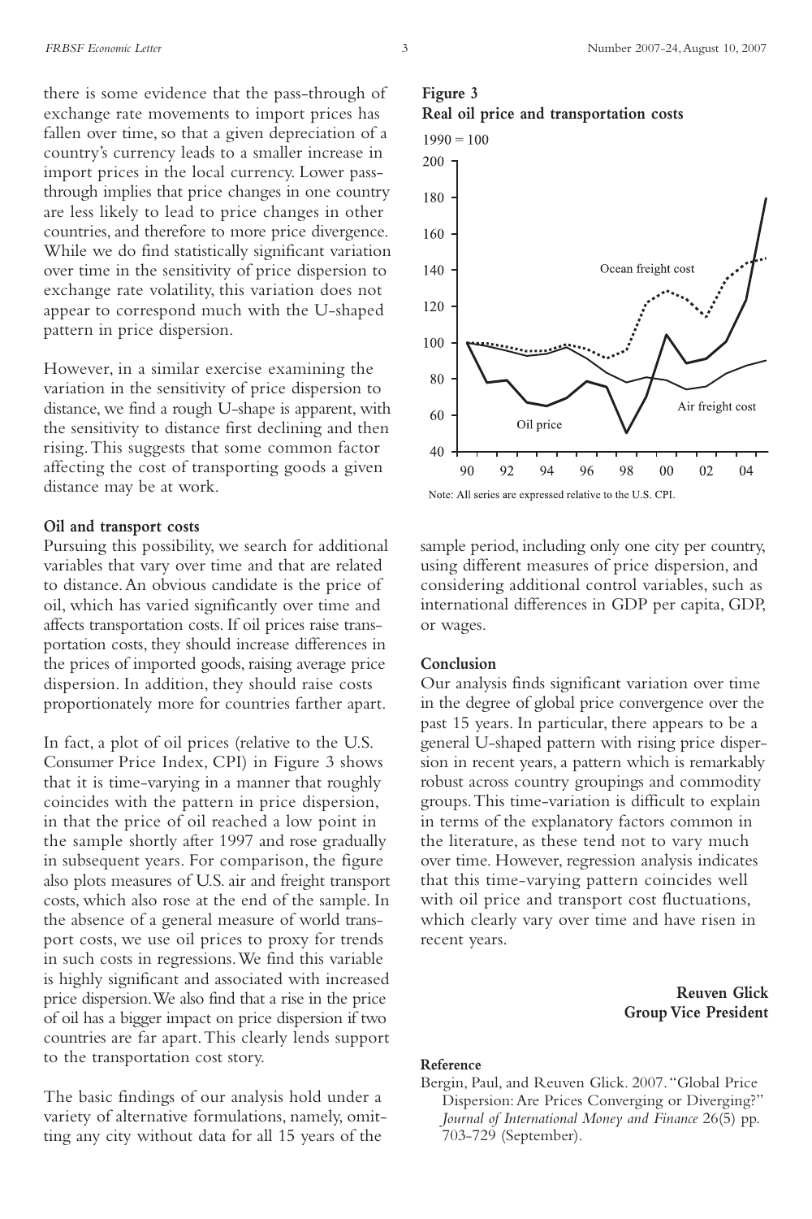there is some evidence that the pass-through of exchange rate movements to import prices has fallen over time, so that a given depreciation of a country's currency leads to a smaller increase in import prices in the local currency. Lower pass-through implies that price changes in one country are less likely to lead to price changes in other countries, and therefore to more price divergence. While we do find statistically significant variation over time in the sensitivity of price dispersion to exchange rate volatility, this variation does not appear to correspond much with the U-shaped pattern in price dispersion.

However, in a similar exercise examining the variation in the sensitivity of price dispersion to distance, we find a rough U-shape is apparent, with the sensitivity to distance first declining and then rising. This suggests that some common factor affecting the cost of transporting goods a given distance may be at work.

**Oil and transport costs**

Pursuing this possibility, we search for additional variables that vary over time and that are related to distance. An obvious candidate is the price of oil, which has varied significantly over time and affects transportation costs. If oil prices raise transportation costs, they should increase differences in the prices of imported goods, raising average price dispersion. In addition, they should raise costs proportionately more for countries farther apart.

In fact, a plot of oil prices (relative to the U.S. Consumer Price Index, CPI) in Figure 3 shows that it is time-varying in a manner that roughly coincides with the pattern in price dispersion, in that the price of oil reached a low point in the sample shortly after 1997 and rose gradually in subsequent years. For comparison, the figure also plots measures of U.S. air and freight transport costs, which also rose at the end of the sample. In the absence of a general measure of world transport costs, we use oil prices to proxy for trends in such costs in regressions. We find this variable is highly significant and associated with increased price dispersion. We also find that a rise in the price of oil has a bigger impact on price dispersion if two countries are far apart. This clearly lends support to the transportation cost story.

The basic findings of our analysis hold under a variety of alternative formulations, namely, omitting any city without data for all 15 years of the sample period, including only one city per country, using different measures of price dispersion, and considering additional control variables, such as international differences in GDP per capita, GDP, or wages.

**Figure 3**
**Real oil price and transportation costs**

1990 = 100

200
180
160
140
120
100
80
60
40

90 92 94 96 98 00 02 04

Ocean freight cost
Air freight cost
Oil price

Note: All series are expressed relative to the U.S. CPI.

**Conclusion**

Our analysis finds significant variation over time in the degree of global price convergence over the past 15 years. In particular, there appears to be a general U-shaped pattern with rising price dispersion in recent years, a pattern which is remarkably robust across country groupings and commodity groups. This time-variation is difficult to explain in terms of the explanatory factors common in the literature, as these tend not to vary much over time. However, regression analysis indicates that this time-varying pattern coincides well with oil price and transport cost fluctuations, which clearly vary over time and have risen in recent years.

**Reuven Glick**
**Group Vice President**

**Reference**

Bergin, Paul, and Reuven Glick. 2007. "Global Price Dispersion: Are Prices Converging or Diverging?" *Journal of International Money and Finance* 26(5) pp. 703-729 (September).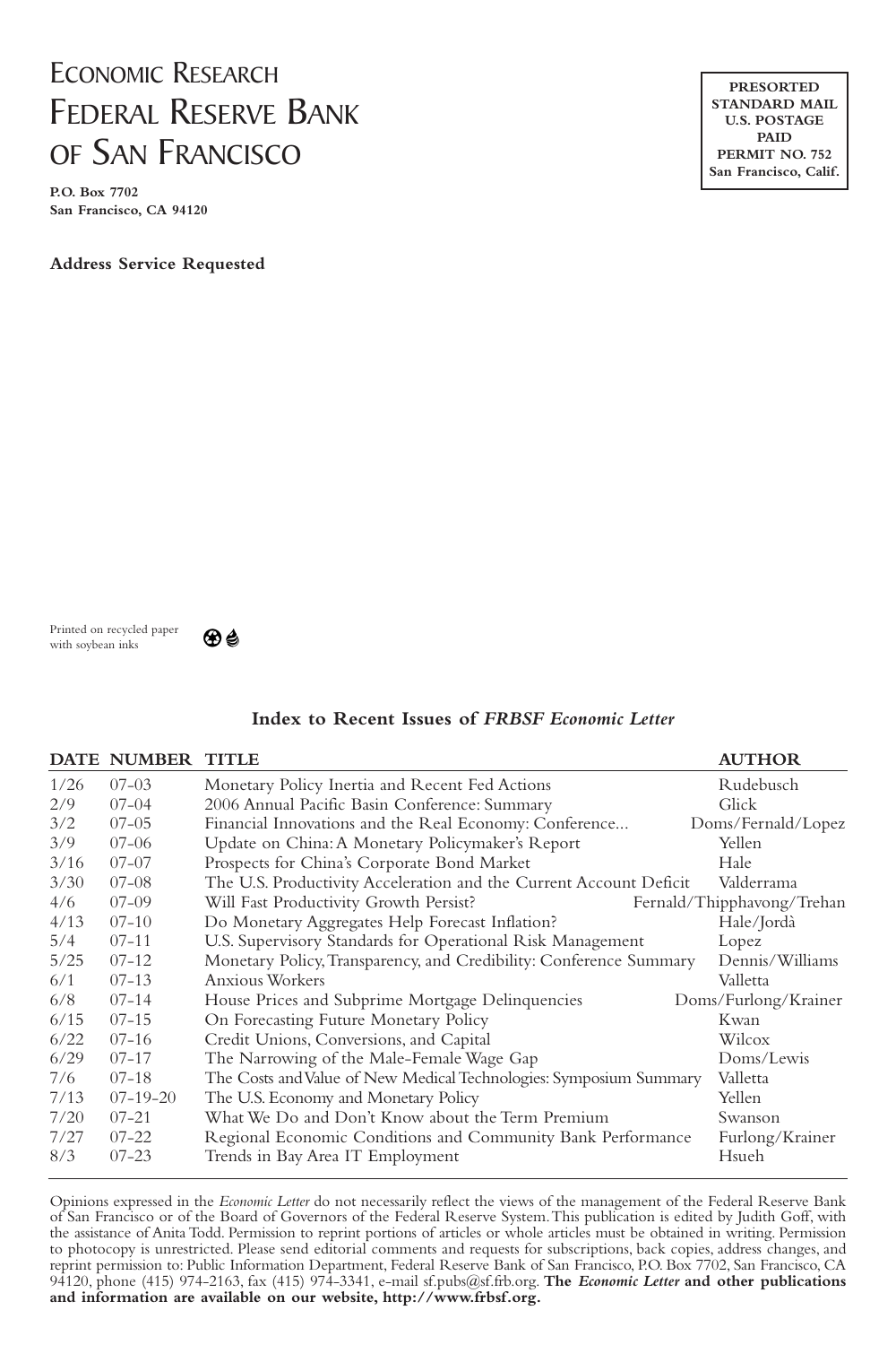# ECONOMIC RESEARCH FEDERAL RESERVE BANK OF SAN FRANCISCO

**P.O. Box 7702**
**San Francisco, CA 94120**

**Address Service Requested**

**PRESORTED STANDARD MAIL U.S. POSTAGE PAID PERMIT NO. 752 San Francisco, Calif.**

Printed on recycled paper with soybean inks

## Index to Recent Issues of *FRBSF Economic Letter*

| DATE | NUMBER | TITLE | AUTHOR |
|---|---|---|---|
| 1/26 | 07-03 | Monetary Policy Inertia and Recent Fed Actions | Rudebusch |
| 2/9 | 07-04 | 2006 Annual Pacific Basin Conference: Summary | Glick |
| 3/2 | 07-05 | Financial Innovations and the Real Economy: Conference... | Doms/Fernald/Lopez |
| 3/9 | 07-06 | Update on China: A Monetary Policymaker's Report | Yellen |
| 3/16 | 07-07 | Prospects for China's Corporate Bond Market | Hale |
| 3/30 | 07-08 | The U.S. Productivity Acceleration and the Current Account Deficit | Valderrama |
| 4/6 | 07-09 | Will Fast Productivity Growth Persist? | Fernald/Thipphavong/Trehan |
| 4/13 | 07-10 | Do Monetary Aggregates Help Forecast Inflation? | Hale/Jordà |
| 5/4 | 07-11 | U.S. Supervisory Standards for Operational Risk Management | Lopez |
| 5/25 | 07-12 | Monetary Policy, Transparency, and Credibility: Conference Summary | Dennis/Williams |
| 6/1 | 07-13 | Anxious Workers | Valletta |
| 6/8 | 07-14 | House Prices and Subprime Mortgage Delinquencies | Doms/Furlong/Krainer |
| 6/15 | 07-15 | On Forecasting Future Monetary Policy | Kwan |
| 6/22 | 07-16 | Credit Unions, Conversions, and Capital | Wilcox |
| 6/29 | 07-17 | The Narrowing of the Male-Female Wage Gap | Doms/Lewis |
| 7/6 | 07-18 | The Costs and Value of New Medical Technologies: Symposium Summary | Valletta |
| 7/13 | 07-19-20 | The U.S. Economy and Monetary Policy | Yellen |
| 7/20 | 07-21 | What We Do and Don't Know about the Term Premium | Swanson |
| 7/27 | 07-22 | Regional Economic Conditions and Community Bank Performance | Furlong/Krainer |
| 8/3 | 07-23 | Trends in Bay Area IT Employment | Hsueh |

Opinions expressed in the *Economic Letter* do not necessarily reflect the views of the management of the Federal Reserve Bank of San Francisco or of the Board of Governors of the Federal Reserve System. This publication is edited by Judith Goff, with the assistance of Anita Todd. Permission to reprint portions of articles or whole articles must be obtained in writing. Permission to photocopy is unrestricted. Please send editorial comments and requests for subscriptions, back copies, address changes, and reprint permission to: Public Information Department, Federal Reserve Bank of San Francisco, P.O. Box 7702, San Francisco, CA 94120, phone (415) 974-2163, fax (415) 974-3341, e-mail sf.pubs@sf.frb.org. **The *Economic Letter* and other publications and information are available on our website, http://www.frbsf.org.**